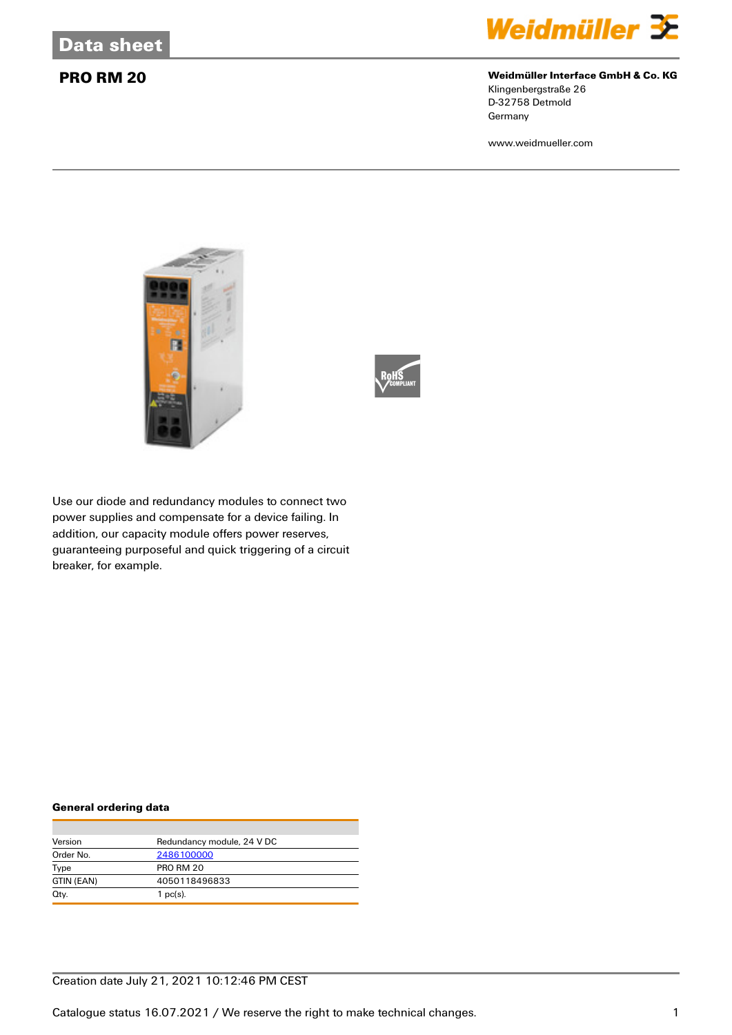Data sheet

# PRO RM 20

**Weidmüller Interface GmbH & Co. KG**
Klingenbergstraße 26
D-32758 Detmold
Germany

www.weidmueller.com

Use our diode and redundancy modules to connect two power supplies and compensate for a device failing. In addition, our capacity module offers power reserves, guaranteeing purposeful and quick triggering of a circuit breaker, for example.

### General ordering data

| | |
|---|---|
| Version | Redundancy module, 24 V DC |
| Order No. | 2486100000 |
| Type | PRO RM 20 |
| GTIN (EAN) | 4050118496833 |
| Qty. | 1 pc(s). |

Creation date July 21, 2021 10:12:46 PM CEST

Catalogue status 16.07.2021 / We reserve the right to make technical changes.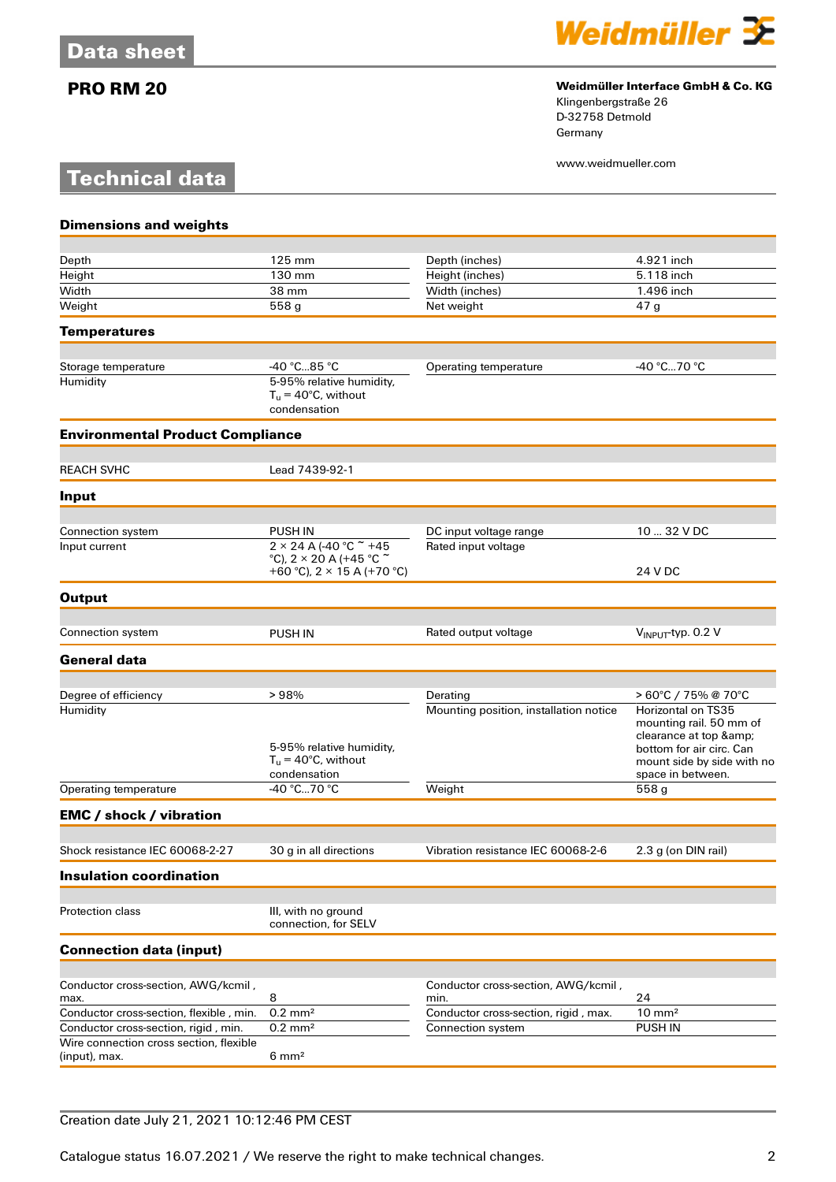## Data sheet

**PRO RM 20**

**Weidmüller Interface GmbH & Co. KG**
Klingenbergstraße 26
D-32758 Detmold
Germany

www.weidmueller.com

## Technical data

### Dimensions and weights

| | | | |
|---|---|---|---|
| Depth | 125 mm | Depth (inches) | 4.921 inch |
| Height | 130 mm | Height (inches) | 5.118 inch |
| Width | 38 mm | Width (inches) | 1.496 inch |
| Weight | 558 g | Net weight | 47 g |

### Temperatures

| | | | |
|---|---|---|---|
| Storage temperature | -40 °C...85 °C | Operating temperature | -40 °C...70 °C |
| Humidity | 5-95% relative humidity, $T_u$ = 40°C, without condensation | | |

### Environmental Product Compliance

| | |
|---|---|
| REACH SVHC | Lead 7439-92-1 |

### Input

| | | | |
|---|---|---|---|
| Connection system | PUSH IN | DC input voltage range | 10 ... 32 V DC |
| Input current | 2 × 24 A (-40 °C ~ +45 °C), 2 × 20 A (+45 °C ~ +60 °C), 2 × 15 A (+70 °C) | Rated input voltage | 24 V DC |

### Output

| | | | |
|---|---|---|---|
| Connection system | PUSH IN | Rated output voltage | $V_{INPUT}$-typ. 0.2 V |

### General data

| | | | |
|---|---|---|---|
| Degree of efficiency | > 98% | Derating | > 60°C / 75% @ 70°C |
| Humidity | 5-95% relative humidity, $T_u$ = 40°C, without condensation | Mounting position, installation notice | Horizontal on TS35 mounting rail. 50 mm of clearance at top &amp; bottom for air circ. Can mount side by side with no space in between. |
| Operating temperature | -40 °C...70 °C | Weight | 558 g |

### EMC / shock / vibration

| | | | |
|---|---|---|---|
| Shock resistance IEC 60068-2-27 | 30 g in all directions | Vibration resistance IEC 60068-2-6 | 2.3 g (on DIN rail) |

### Insulation coordination

| | |
|---|---|
| Protection class | III, with no ground connection, for SELV |

### Connection data (input)

| | | | |
|---|---|---|---|
| Conductor cross-section, AWG/kcmil , max. | 8 | Conductor cross-section, AWG/kcmil , min. | 24 |
| Conductor cross-section, flexible , min. | 0.2 mm² | Conductor cross-section, rigid , max. | 10 mm² |
| Conductor cross-section, rigid , min. | 0.2 mm² | Connection system | PUSH IN |
| Wire connection cross section, flexible (input), max. | 6 mm² | | |

Creation date July 21, 2021 10:12:46 PM CEST

Catalogue status 16.07.2021 / We reserve the right to make technical changes.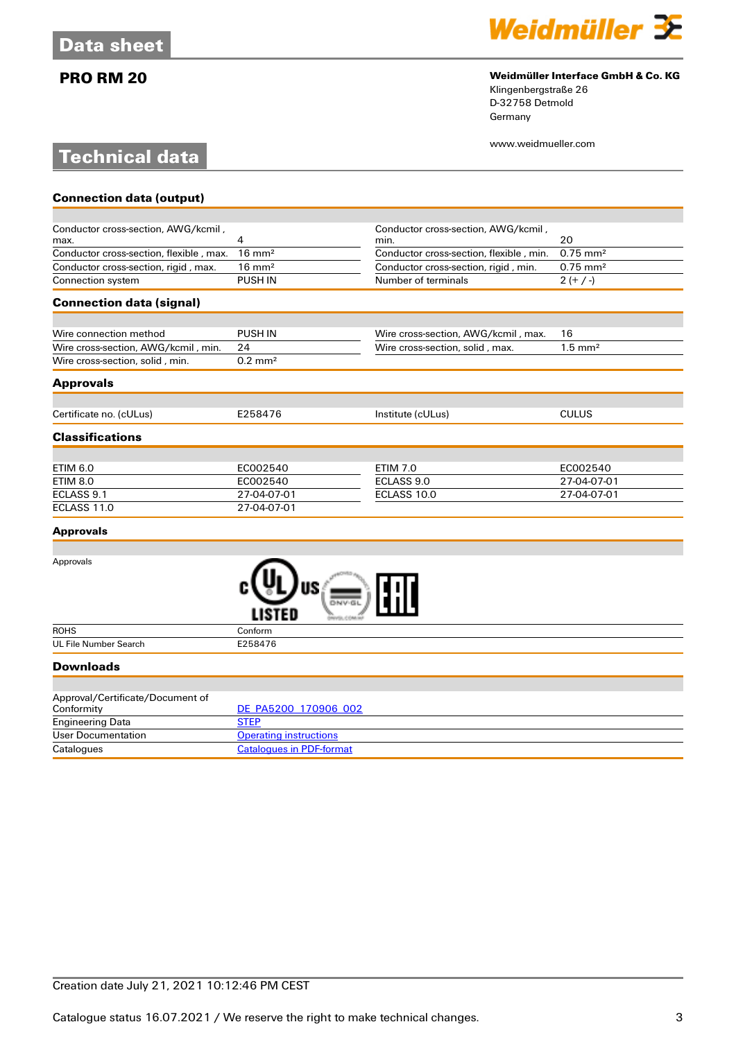# Data sheet

## PRO RM 20

**Weidmüller Interface GmbH & Co. KG**
Klingenbergstraße 26
D-32758 Detmold
Germany

www.weidmueller.com

# Technical data

### Connection data (output)

| | | | |
|---|---|---|---|
| Conductor cross-section, AWG/kcmil , max. | 4 | Conductor cross-section, AWG/kcmil , min. | 20 |
| Conductor cross-section, flexible , max. | 16 mm² | Conductor cross-section, flexible , min. | 0.75 mm² |
| Conductor cross-section, rigid , max. | 16 mm² | Conductor cross-section, rigid , min. | 0.75 mm² |
| Connection system | PUSH IN | Number of terminals | 2 (+ / -) |

### Connection data (signal)

| | | | |
|---|---|---|---|
| Wire connection method | PUSH IN | Wire cross-section, AWG/kcmil , max. | 16 |
| Wire cross-section, AWG/kcmil , min. | 24 | Wire cross-section, solid , max. | 1.5 mm² |
| Wire cross-section, solid , min. | 0.2 mm² | | |

### Approvals

| | | | |
|---|---|---|---|
| Certificate no. (cULus) | E258476 | Institute (cULus) | CULUS |

### Classifications

| | | | |
|---|---|---|---|
| ETIM 6.0 | EC002540 | ETIM 7.0 | EC002540 |
| ETIM 8.0 | EC002540 | ECLASS 9.0 | 27-04-07-01 |
| ECLASS 9.1 | 27-04-07-01 | ECLASS 10.0 | 27-04-07-01 |
| ECLASS 11.0 | 27-04-07-01 | | |

### Approvals

| | |
|---|---|
| Approvals | |
| ROHS | Conform |
| UL File Number Search | E258476 |

### Downloads

| | |
|---|---|
| Approval/Certificate/Document of Conformity | DE_PA5200_170906_002 |
| Engineering Data | STEP |
| User Documentation | Operating instructions |
| Catalogues | Catalogues in PDF-format |

Creation date July 21, 2021 10:12:46 PM CEST

Catalogue status 16.07.2021 / We reserve the right to make technical changes.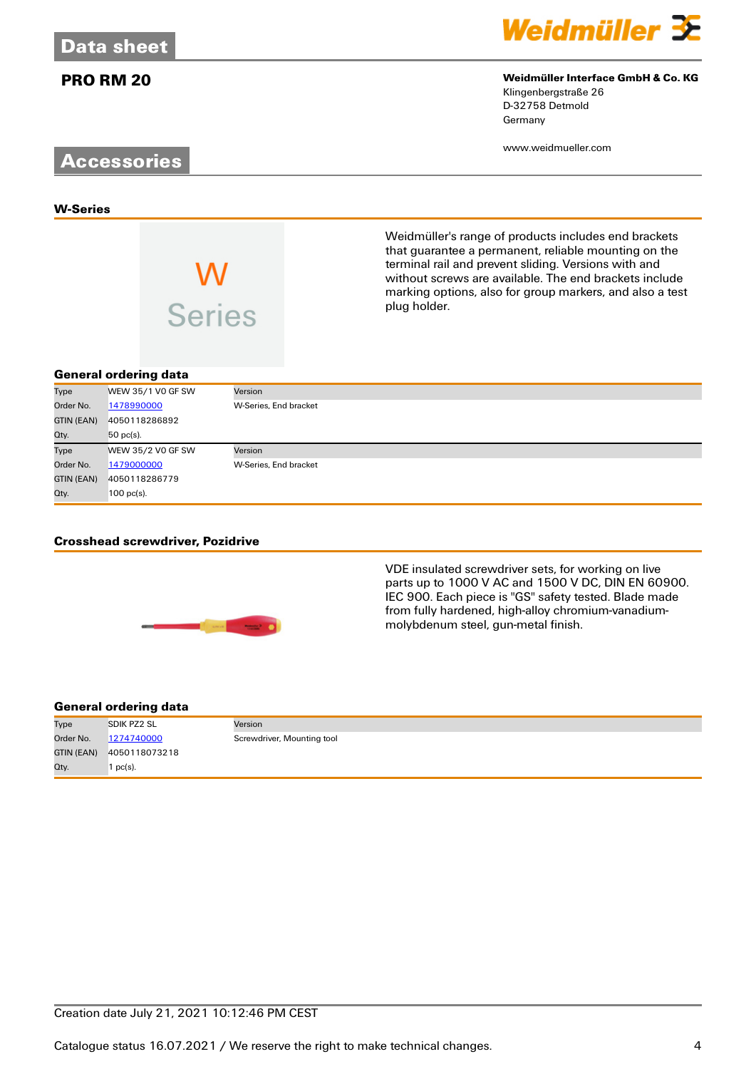# Data sheet

## PRO RM 20

**Weidmüller Interface GmbH & Co. KG**
Klingenbergstraße 26
D-32758 Detmold
Germany

www.weidmueller.com

## Accessories

### W-Series

Weidmüller's range of products includes end brackets that guarantee a permanent, reliable mounting on the terminal rail and prevent sliding. Versions with and without screws are available. The end brackets include marking options, also for group markers, and also a test plug holder.

#### General ordering data

| | | | |
|---|---|---|---|
| Type | WEW 35/1 V0 GF SW | Version | |
| Order No. | 1478990000 | W-Series, End bracket | |
| GTIN (EAN) | 4050118286892 | | |
| Qty. | 50 pc(s). | | |
| Type | WEW 35/2 V0 GF SW | Version | |
| Order No. | 1479000000 | W-Series, End bracket | |
| GTIN (EAN) | 4050118286779 | | |
| Qty. | 100 pc(s). | | |

### Crosshead screwdriver, Pozidrive

VDE insulated screwdriver sets, for working on live parts up to 1000 V AC and 1500 V DC, DIN EN 60900. IEC 900. Each piece is "GS" safety tested. Blade made from fully hardened, high-alloy chromium-vanadium-molybdenum steel, gun-metal finish.

#### General ordering data

| | | | |
|---|---|---|---|
| Type | SDIK PZ2 SL | Version | |
| Order No. | 1274740000 | Screwdriver, Mounting tool | |
| GTIN (EAN) | 4050118073218 | | |
| Qty. | 1 pc(s). | | |

Creation date July 21, 2021 10:12:46 PM CEST

Catalogue status 16.07.2021 / We reserve the right to make technical changes.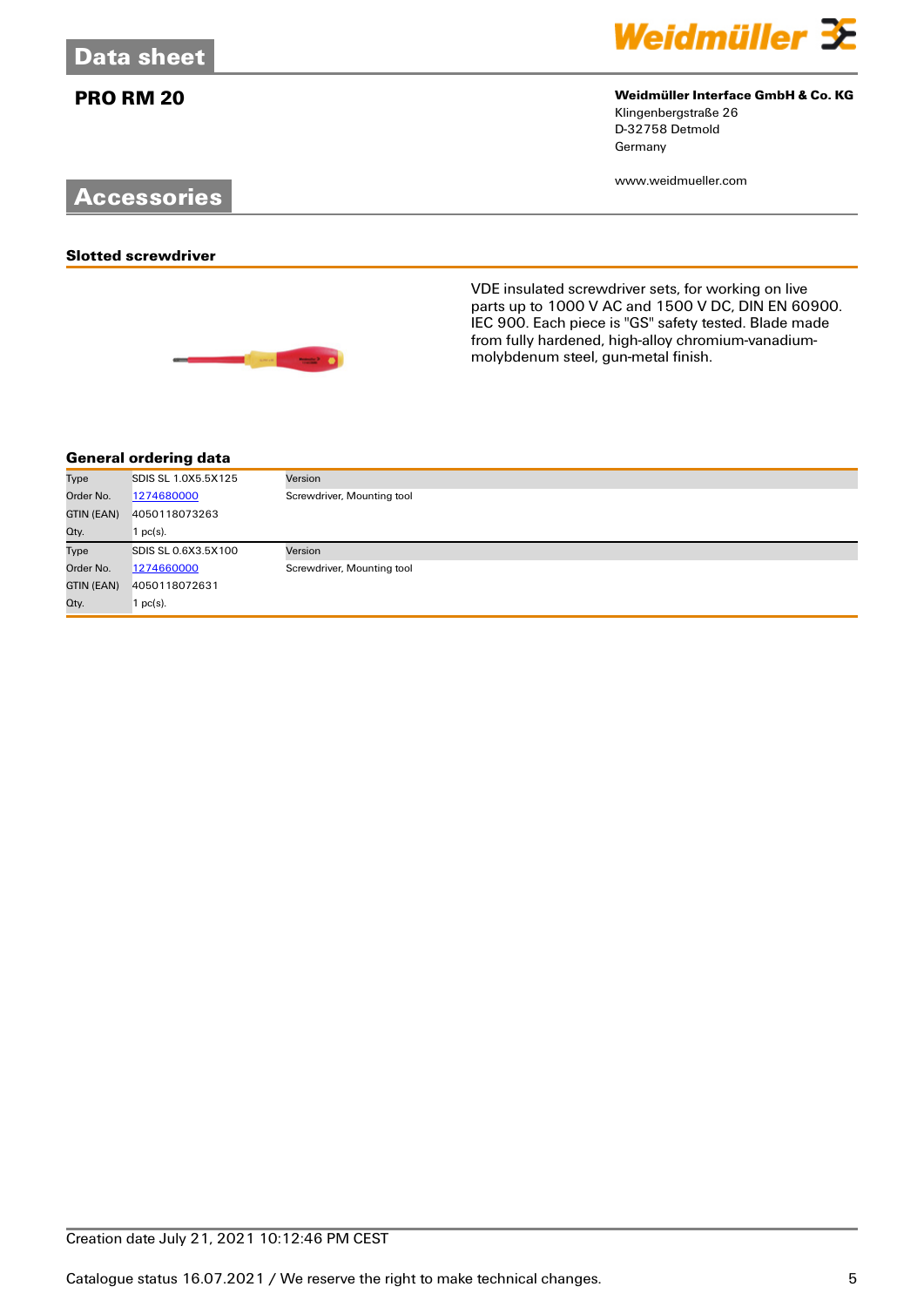# Data sheet

## PRO RM 20

**Weidmüller Interface GmbH & Co. KG**
Klingenbergstraße 26
D-32758 Detmold
Germany

www.weidmueller.com

## Accessories

### Slotted screwdriver

VDE insulated screwdriver sets, for working on live parts up to 1000 V AC and 1500 V DC, DIN EN 60900. IEC 900. Each piece is "GS" safety tested. Blade made from fully hardened, high-alloy chromium-vanadium-molybdenum steel, gun-metal finish.

### General ordering data

| | | |
|---|---|---|
| Type | SDIS SL 1.0X5.5X125 | Version |
| Order No. | 1274680000 | Screwdriver, Mounting tool |
| GTIN (EAN) | 4050118073263 | |
| Qty. | 1 pc(s). | |
| Type | SDIS SL 0.6X3.5X100 | Version |
| Order No. | 1274660000 | Screwdriver, Mounting tool |
| GTIN (EAN) | 4050118072631 | |
| Qty. | 1 pc(s). | |

Creation date July 21, 2021 10:12:46 PM CEST

Catalogue status 16.07.2021 / We reserve the right to make technical changes.